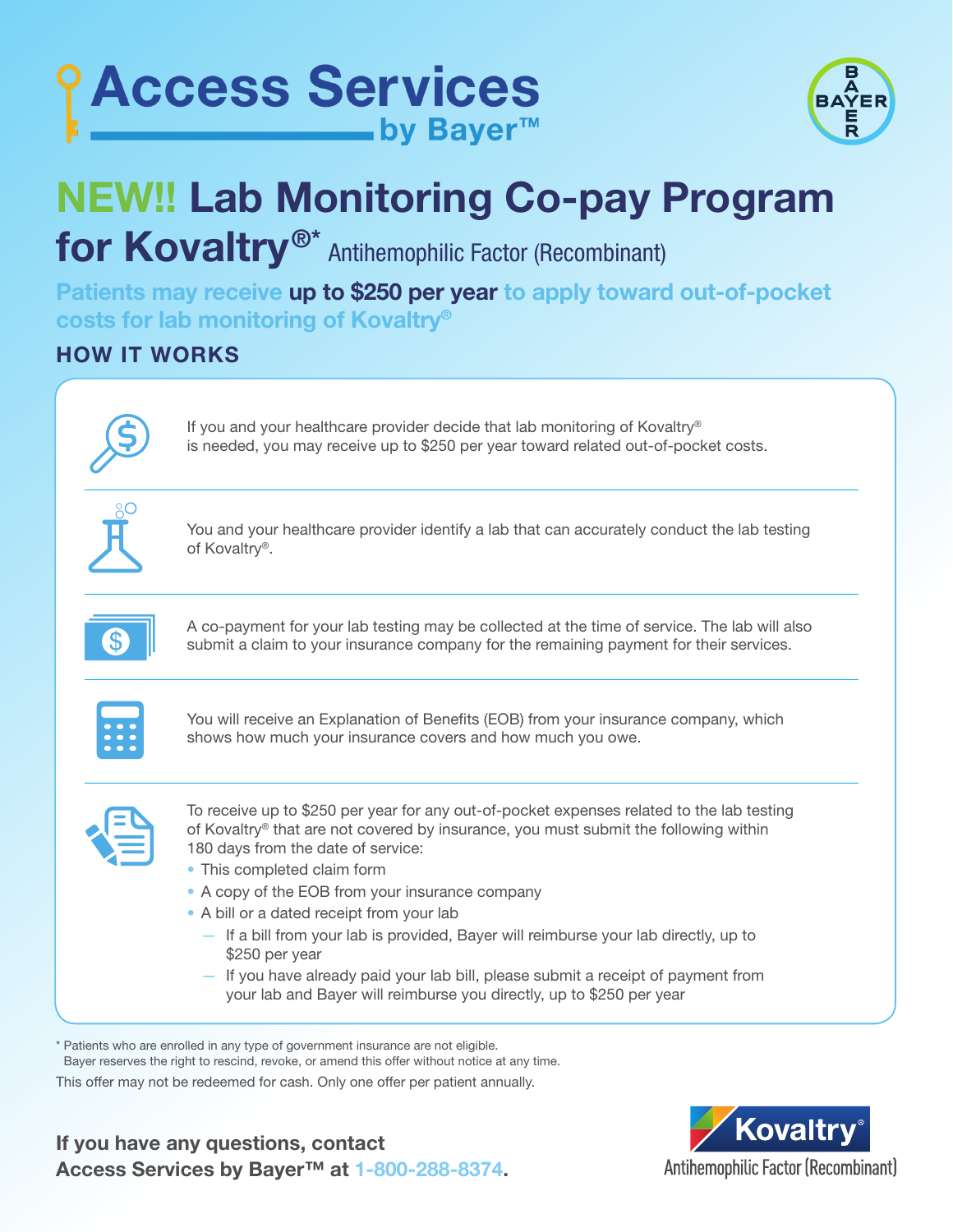# Access Services by Bayer™

# NEW!! Lab Monitoring Co-pay Program for Kovaltry®* Antihemophilic Factor (Recombinant)

**Patients may receive up to $250 per year to apply toward out-of-pocket costs for lab monitoring of Kovaltry®**

## HOW IT WORKS

If you and your healthcare provider decide that lab monitoring of Kovaltry® is needed, you may receive up to $250 per year toward related out-of-pocket costs.

You and your healthcare provider identify a lab that can accurately conduct the lab testing of Kovaltry®.

A co-payment for your lab testing may be collected at the time of service. The lab will also submit a claim to your insurance company for the remaining payment for their services.

You will receive an Explanation of Benefits (EOB) from your insurance company, which shows how much your insurance covers and how much you owe.

To receive up to $250 per year for any out-of-pocket expenses related to the lab testing of Kovaltry® that are not covered by insurance, you must submit the following within 180 days from the date of service:

- This completed claim form
- A copy of the EOB from your insurance company
- A bill or a dated receipt from your lab
  - If a bill from your lab is provided, Bayer will reimburse your lab directly, up to $250 per year
  - If you have already paid your lab bill, please submit a receipt of payment from your lab and Bayer will reimburse you directly, up to $250 per year

\* Patients who are enrolled in any type of government insurance are not eligible.
Bayer reserves the right to rescind, revoke, or amend this offer without notice at any time.

This offer may not be redeemed for cash. Only one offer per patient annually.

**If you have any questions, contact Access Services by Bayer™ at 1-800-288-8374.**

Kovaltry® Antihemophilic Factor (Recombinant)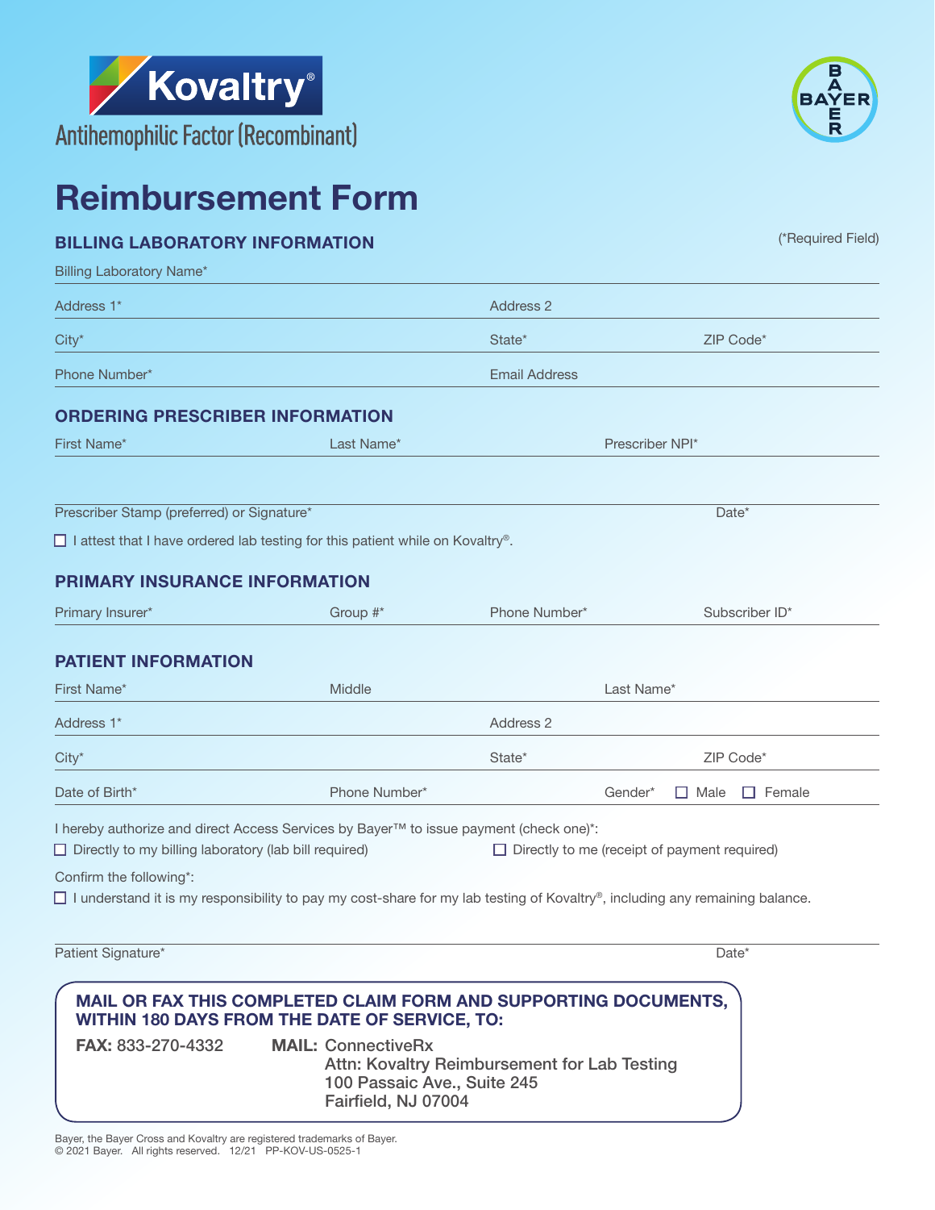Kovaltry®

Antihemophilic Factor (Recombinant)

BAYER

# Reimbursement Form

(*Required Field)

## BILLING LABORATORY INFORMATION

Billing Laboratory Name*

Address 1* | Address 2

City* | State* | ZIP Code*

Phone Number* | Email Address

## ORDERING PRESCRIBER INFORMATION

First Name* | Last Name* | Prescriber NPI*

Prescriber Stamp (preferred) or Signature* | Date*

☐ I attest that I have ordered lab testing for this patient while on Kovaltry®.

## PRIMARY INSURANCE INFORMATION

Primary Insurer* | Group #* | Phone Number* | Subscriber ID*

## PATIENT INFORMATION

First Name* | Middle | Last Name*

Address 1* | Address 2

City* | State* | ZIP Code*

Date of Birth* | Phone Number* | Gender* ☐ Male ☐ Female

I hereby authorize and direct Access Services by Bayer™ to issue payment (check one)*:

☐ Directly to my billing laboratory (lab bill required)

☐ Directly to me (receipt of payment required)

Confirm the following*:

☐ I understand it is my responsibility to pay my cost-share for my lab testing of Kovaltry®, including any remaining balance.

Patient Signature* | Date*

**MAIL OR FAX THIS COMPLETED CLAIM FORM AND SUPPORTING DOCUMENTS, WITHIN 180 DAYS FROM THE DATE OF SERVICE, TO:**

**FAX:** 833-270-4332

**MAIL:** ConnectiveRx
Attn: Kovaltry Reimbursement for Lab Testing
100 Passaic Ave., Suite 245
Fairfield, NJ 07004

Bayer, the Bayer Cross and Kovaltry are registered trademarks of Bayer.
© 2021 Bayer. All rights reserved. 12/21 PP-KOV-US-0525-1